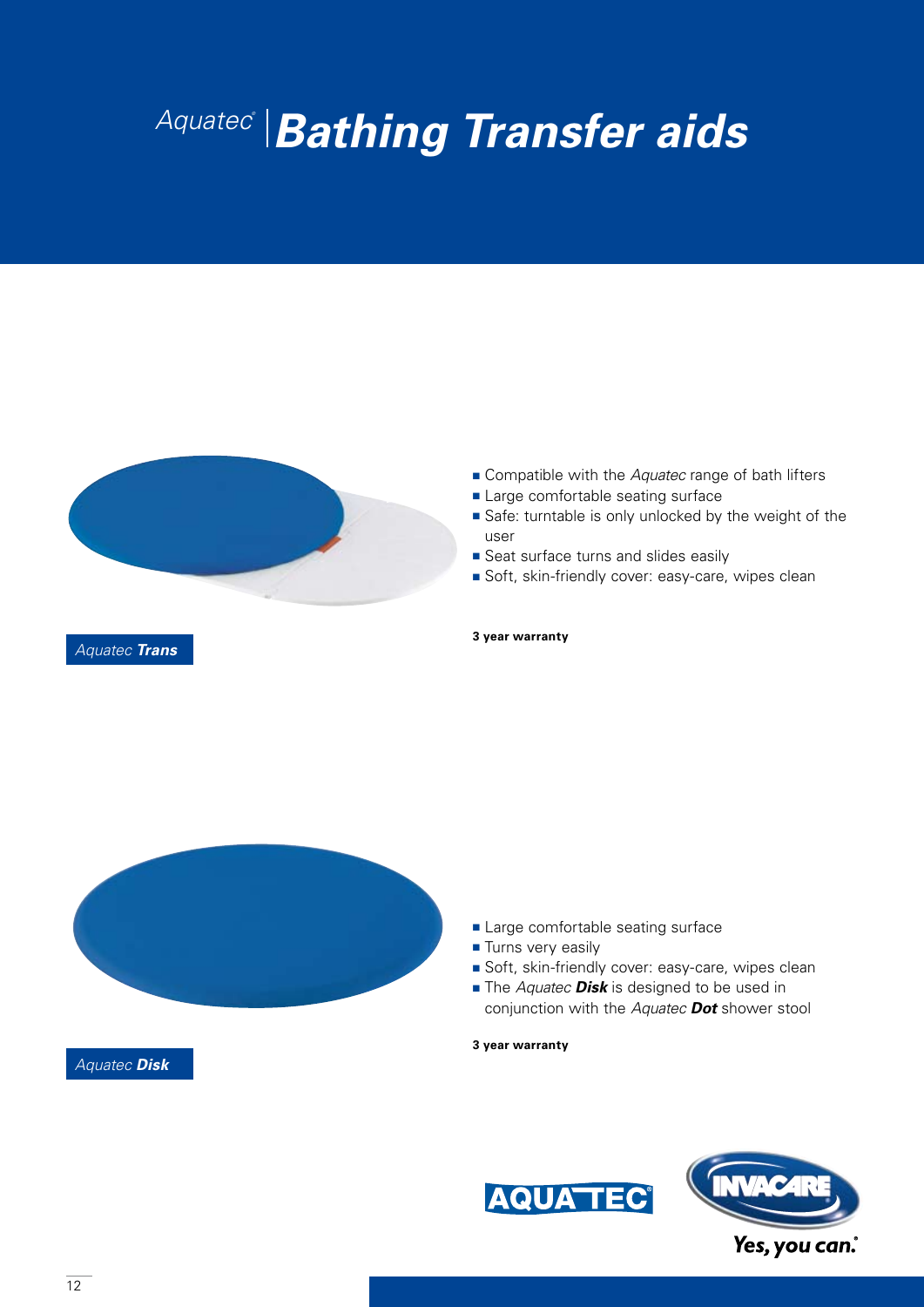# *Aquatec®* | ***Bathing Transfer aids***

- Compatible with the *Aquatec* range of bath lifters
- Large comfortable seating surface
- Safe: turntable is only unlocked by the weight of the user
- Seat surface turns and slides easily
- Soft, skin-friendly cover: easy-care, wipes clean

**3 year warranty**

*Aquatec* ***Trans***

- Large comfortable seating surface
- Turns very easily
- Soft, skin-friendly cover: easy-care, wipes clean
- The *Aquatec* ***Disk*** is designed to be used in conjunction with the *Aquatec* ***Dot*** shower stool

**3 year warranty**

*Aquatec* ***Disk***

AQUATEC® INVACARE Yes, you can.®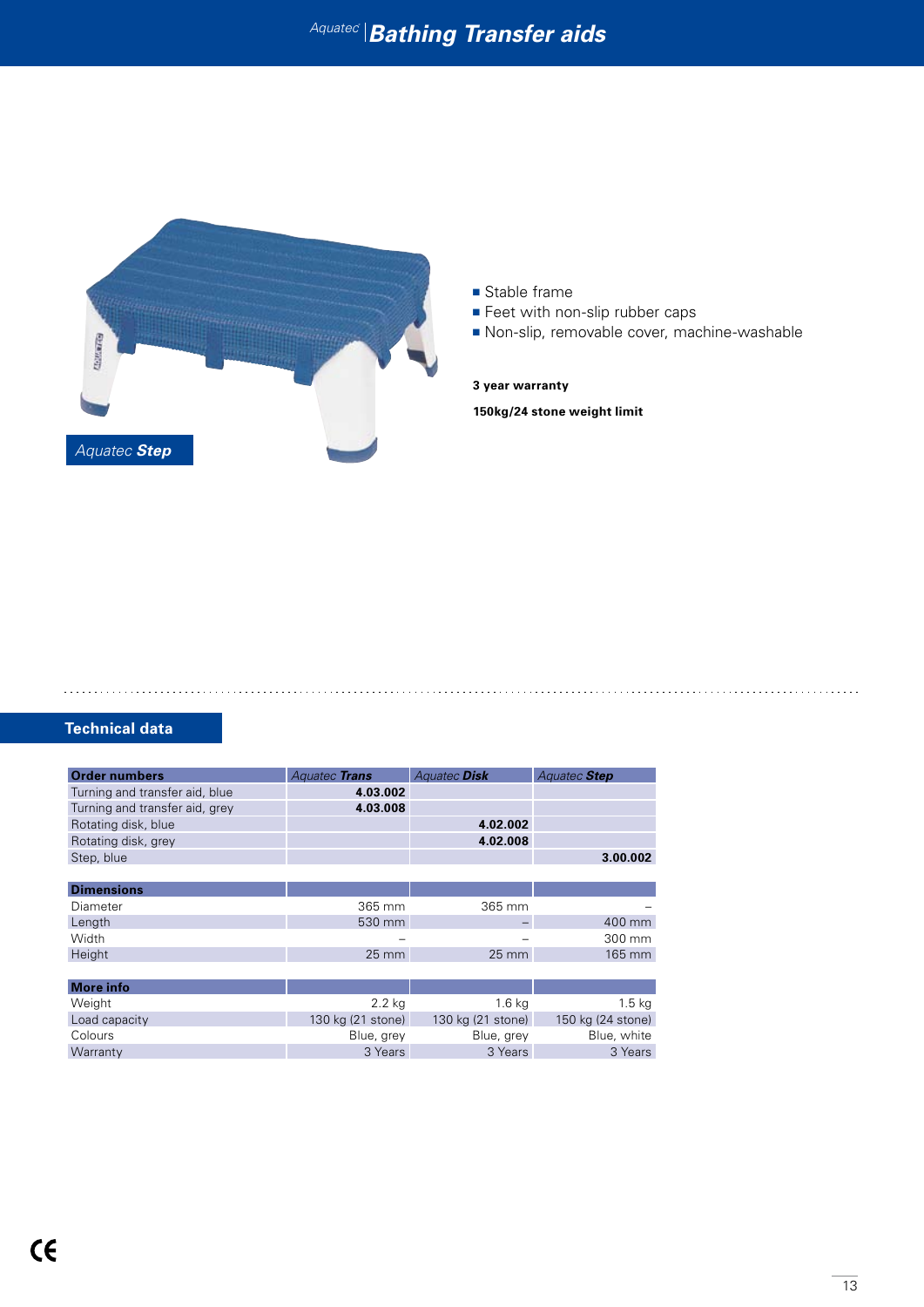# *Aquatec* Bathing Transfer aids

*Aquatec* **Step**

- Stable frame
- Feet with non-slip rubber caps
- Non-slip, removable cover, machine-washable

**3 year warranty**

**150kg/24 stone weight limit**

## Technical data

| **Order numbers** | *Aquatec* ***Trans*** | *Aquatec* ***Disk*** | *Aquatec* ***Step*** |
|---|---|---|---|
| Turning and transfer aid, blue | **4.03.002** | | |
| Turning and transfer aid, grey | **4.03.008** | | |
| Rotating disk, blue | | **4.02.002** | |
| Rotating disk, grey | | **4.02.008** | |
| Step, blue | | | **3.00.002** |
| **Dimensions** | | | |
| Diameter | 365 mm | 365 mm | – |
| Length | 530 mm | – | 400 mm |
| Width | – | – | 300 mm |
| Height | 25 mm | 25 mm | 165 mm |
| **More info** | | | |
| Weight | 2.2 kg | 1.6 kg | 1.5 kg |
| Load capacity | 130 kg (21 stone) | 130 kg (21 stone) | 150 kg (24 stone) |
| Colours | Blue, grey | Blue, grey | Blue, white |
| Warranty | 3 Years | 3 Years | 3 Years |